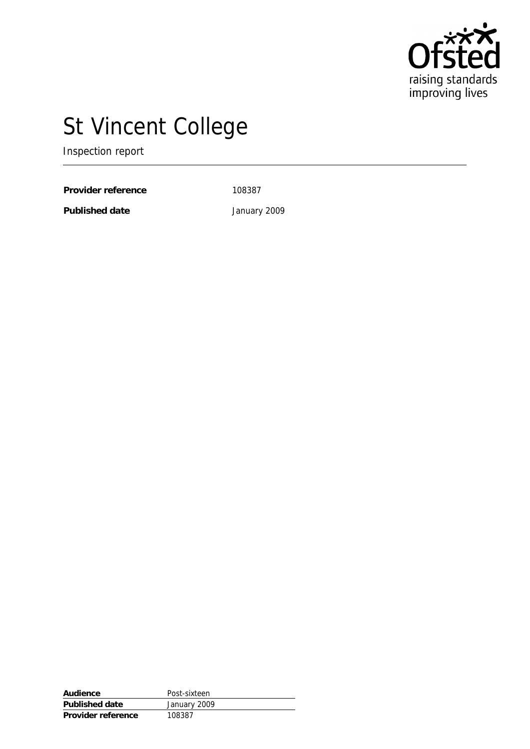Ofsted
raising standards
improving lives

# St Vincent College

Inspection report

**Provider reference** 108387

**Published date** January 2009

| **Audience** | Post-sixteen |
|---|---|
| **Published date** | January 2009 |
| **Provider reference** | 108387 |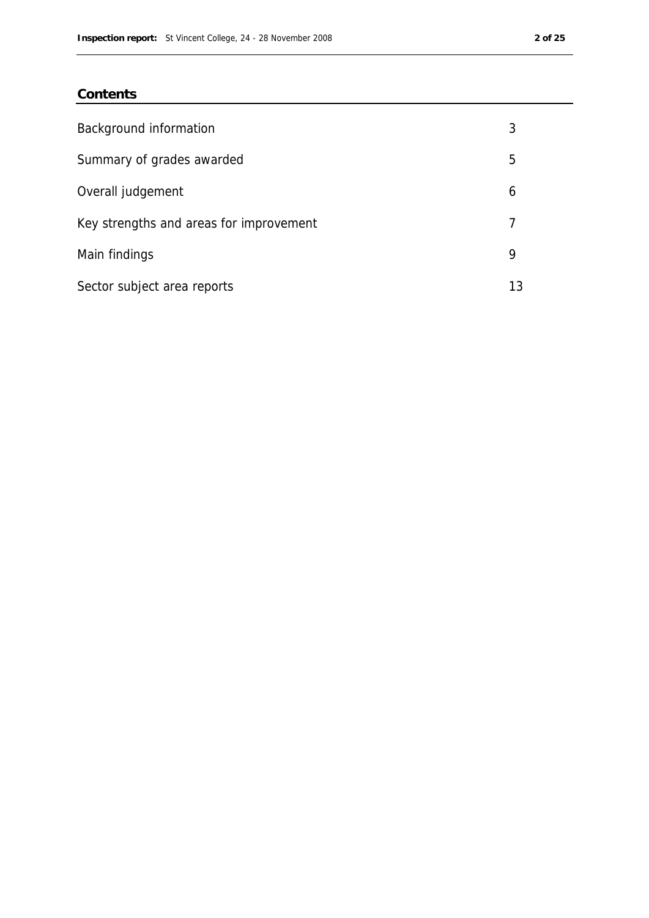## Contents

| | |
|---|---|
| Background information | 3 |
| Summary of grades awarded | 5 |
| Overall judgement | 6 |
| Key strengths and areas for improvement | 7 |
| Main findings | 9 |
| Sector subject area reports | 13 |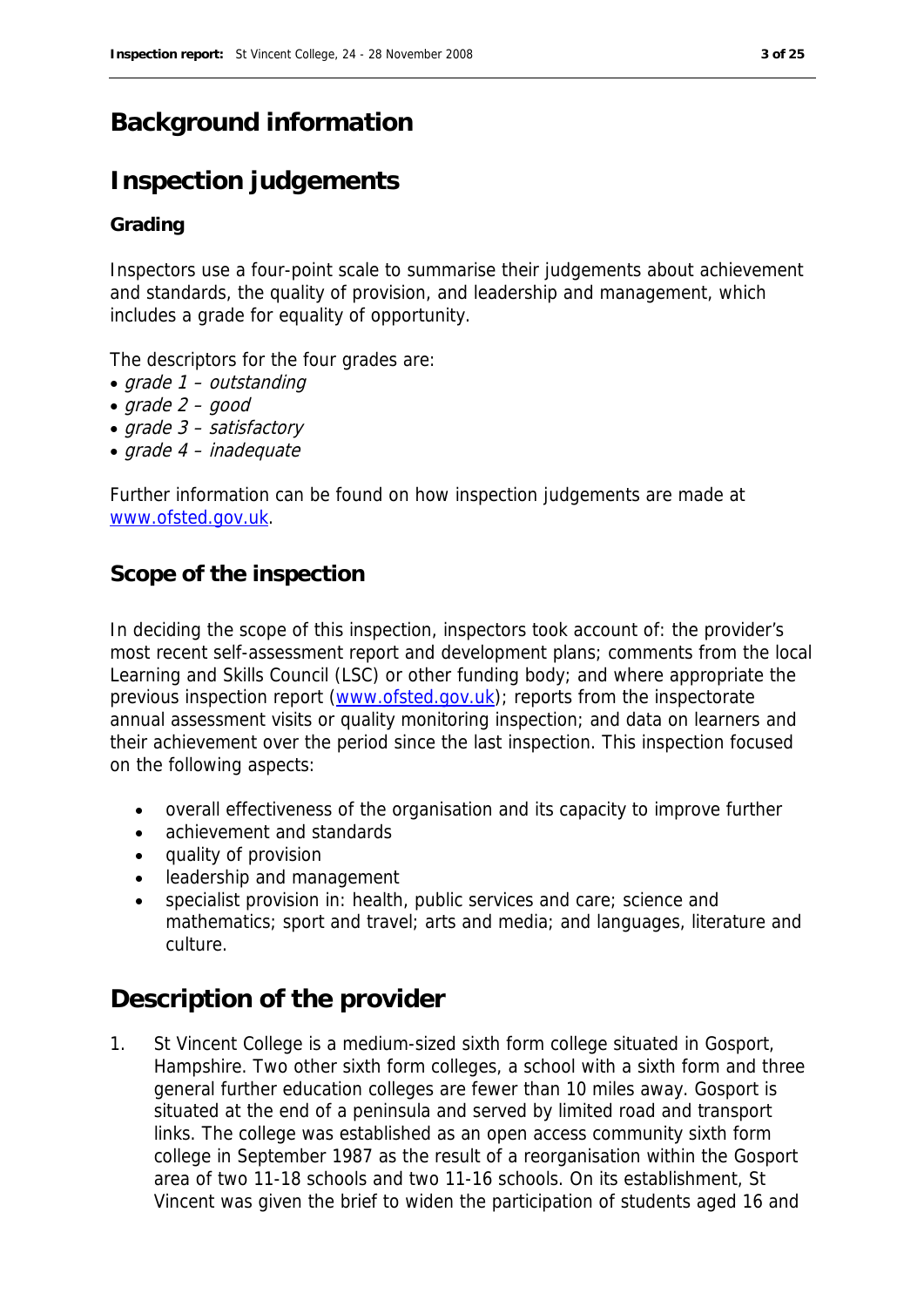# Background information

## Inspection judgements

### Grading

Inspectors use a four-point scale to summarise their judgements about achievement and standards, the quality of provision, and leadership and management, which includes a grade for equality of opportunity.

The descriptors for the four grades are:

- *grade 1 – outstanding*
- *grade 2 – good*
- *grade 3 – satisfactory*
- *grade 4 – inadequate*

Further information can be found on how inspection judgements are made at [www.ofsted.gov.uk](http://www.ofsted.gov.uk).

## Scope of the inspection

In deciding the scope of this inspection, inspectors took account of: the provider's most recent self-assessment report and development plans; comments from the local Learning and Skills Council (LSC) or other funding body; and where appropriate the previous inspection report ([www.ofsted.gov.uk](http://www.ofsted.gov.uk)); reports from the inspectorate annual assessment visits or quality monitoring inspection; and data on learners and their achievement over the period since the last inspection. This inspection focused on the following aspects:

- overall effectiveness of the organisation and its capacity to improve further
- achievement and standards
- quality of provision
- leadership and management
- specialist provision in: health, public services and care; science and mathematics; sport and travel; arts and media; and languages, literature and culture.

# Description of the provider

1. St Vincent College is a medium-sized sixth form college situated in Gosport, Hampshire. Two other sixth form colleges, a school with a sixth form and three general further education colleges are fewer than 10 miles away. Gosport is situated at the end of a peninsula and served by limited road and transport links. The college was established as an open access community sixth form college in September 1987 as the result of a reorganisation within the Gosport area of two 11-18 schools and two 11-16 schools. On its establishment, St Vincent was given the brief to widen the participation of students aged 16 and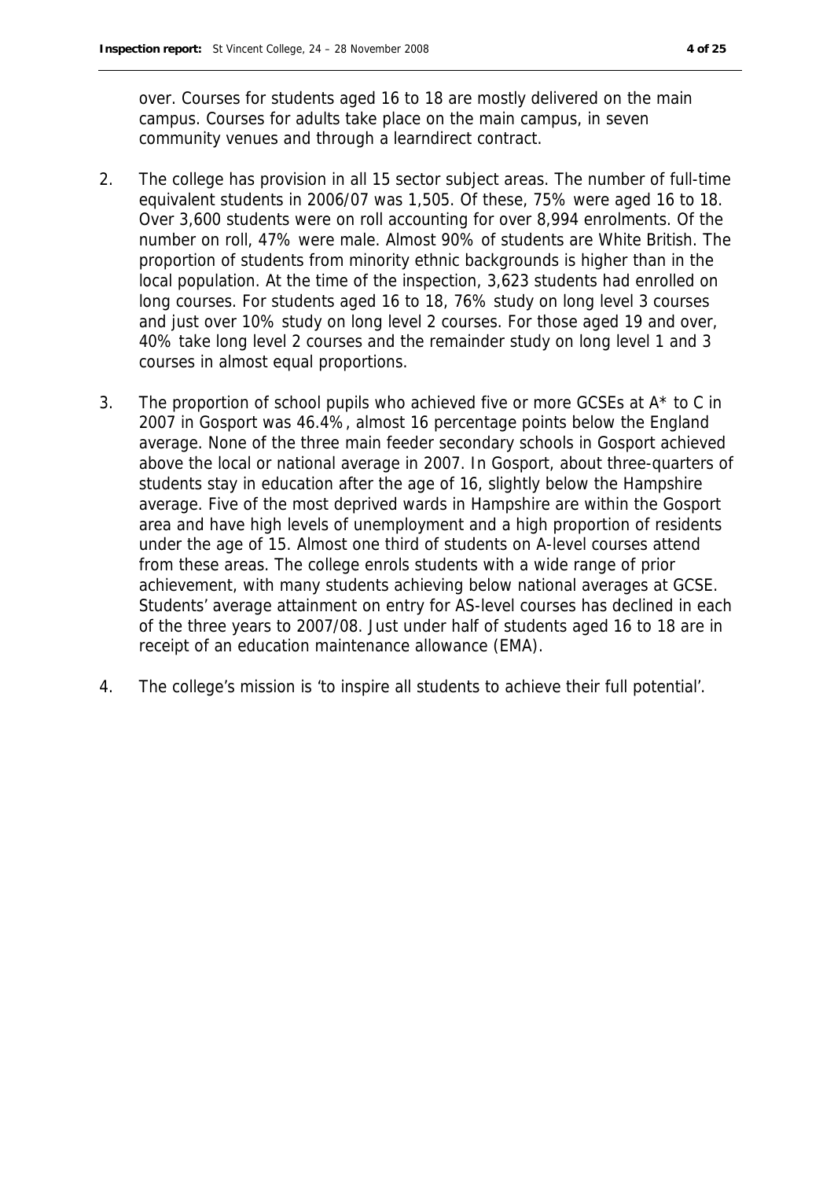over. Courses for students aged 16 to 18 are mostly delivered on the main campus. Courses for adults take place on the main campus, in seven community venues and through a learndirect contract.

2. The college has provision in all 15 sector subject areas. The number of full-time equivalent students in 2006/07 was 1,505. Of these, 75% were aged 16 to 18. Over 3,600 students were on roll accounting for over 8,994 enrolments. Of the number on roll, 47% were male. Almost 90% of students are White British. The proportion of students from minority ethnic backgrounds is higher than in the local population. At the time of the inspection, 3,623 students had enrolled on long courses. For students aged 16 to 18, 76% study on long level 3 courses and just over 10% study on long level 2 courses. For those aged 19 and over, 40% take long level 2 courses and the remainder study on long level 1 and 3 courses in almost equal proportions.

3. The proportion of school pupils who achieved five or more GCSEs at A* to C in 2007 in Gosport was 46.4%, almost 16 percentage points below the England average. None of the three main feeder secondary schools in Gosport achieved above the local or national average in 2007. In Gosport, about three-quarters of students stay in education after the age of 16, slightly below the Hampshire average. Five of the most deprived wards in Hampshire are within the Gosport area and have high levels of unemployment and a high proportion of residents under the age of 15. Almost one third of students on A-level courses attend from these areas. The college enrols students with a wide range of prior achievement, with many students achieving below national averages at GCSE. Students' average attainment on entry for AS-level courses has declined in each of the three years to 2007/08. Just under half of students aged 16 to 18 are in receipt of an education maintenance allowance (EMA).

4. The college's mission is 'to inspire all students to achieve their full potential'.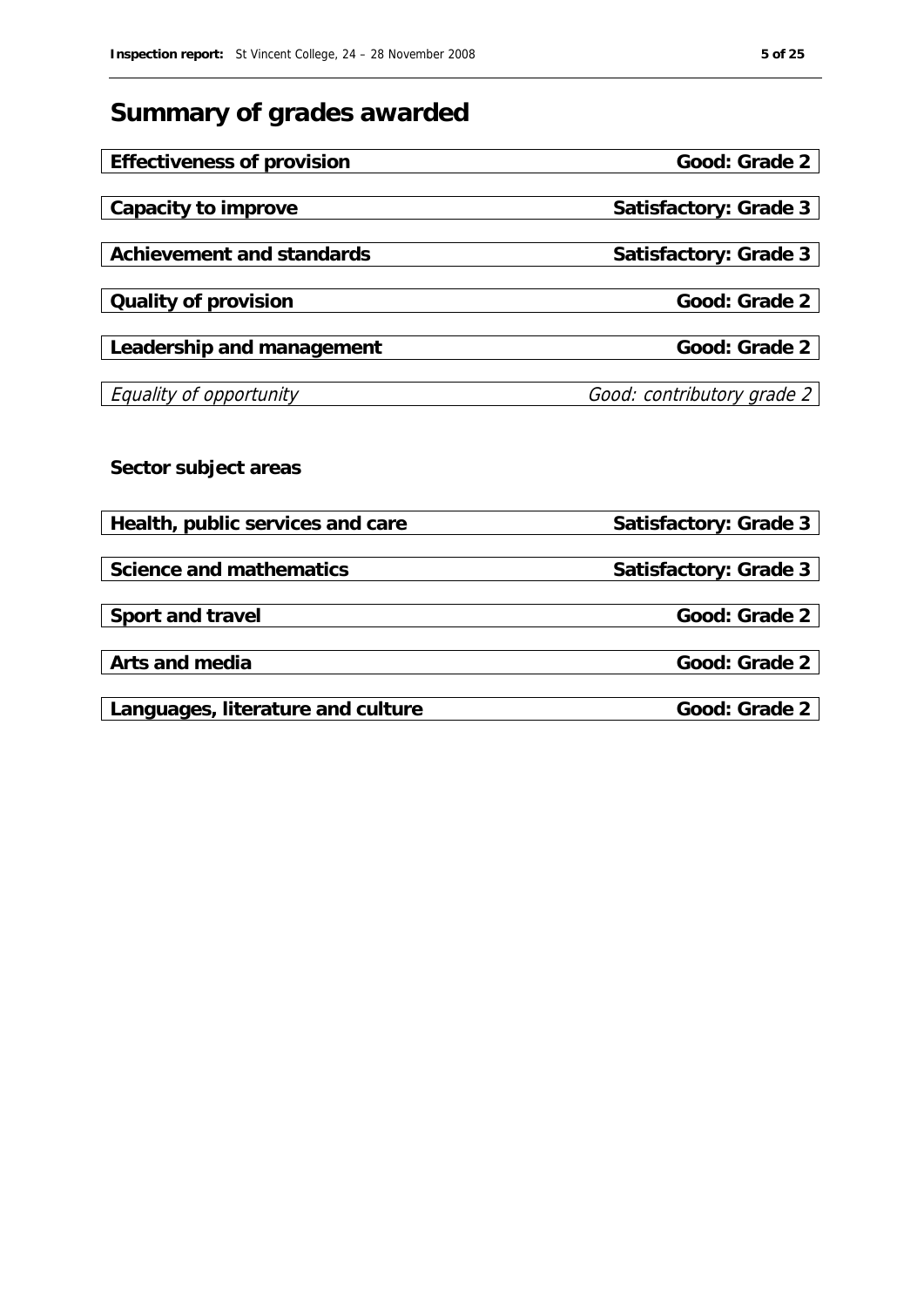# Summary of grades awarded

| | |
|---|---|
| **Effectiveness of provision** | **Good: Grade 2** |
| **Capacity to improve** | **Satisfactory: Grade 3** |
| **Achievement and standards** | **Satisfactory: Grade 3** |
| **Quality of provision** | **Good: Grade 2** |
| **Leadership and management** | **Good: Grade 2** |
| *Equality of opportunity* | *Good: contributory grade 2* |

**Sector subject areas**

| | |
|---|---|
| **Health, public services and care** | **Satisfactory: Grade 3** |
| **Science and mathematics** | **Satisfactory: Grade 3** |
| **Sport and travel** | **Good: Grade 2** |
| **Arts and media** | **Good: Grade 2** |
| **Languages, literature and culture** | **Good: Grade 2** |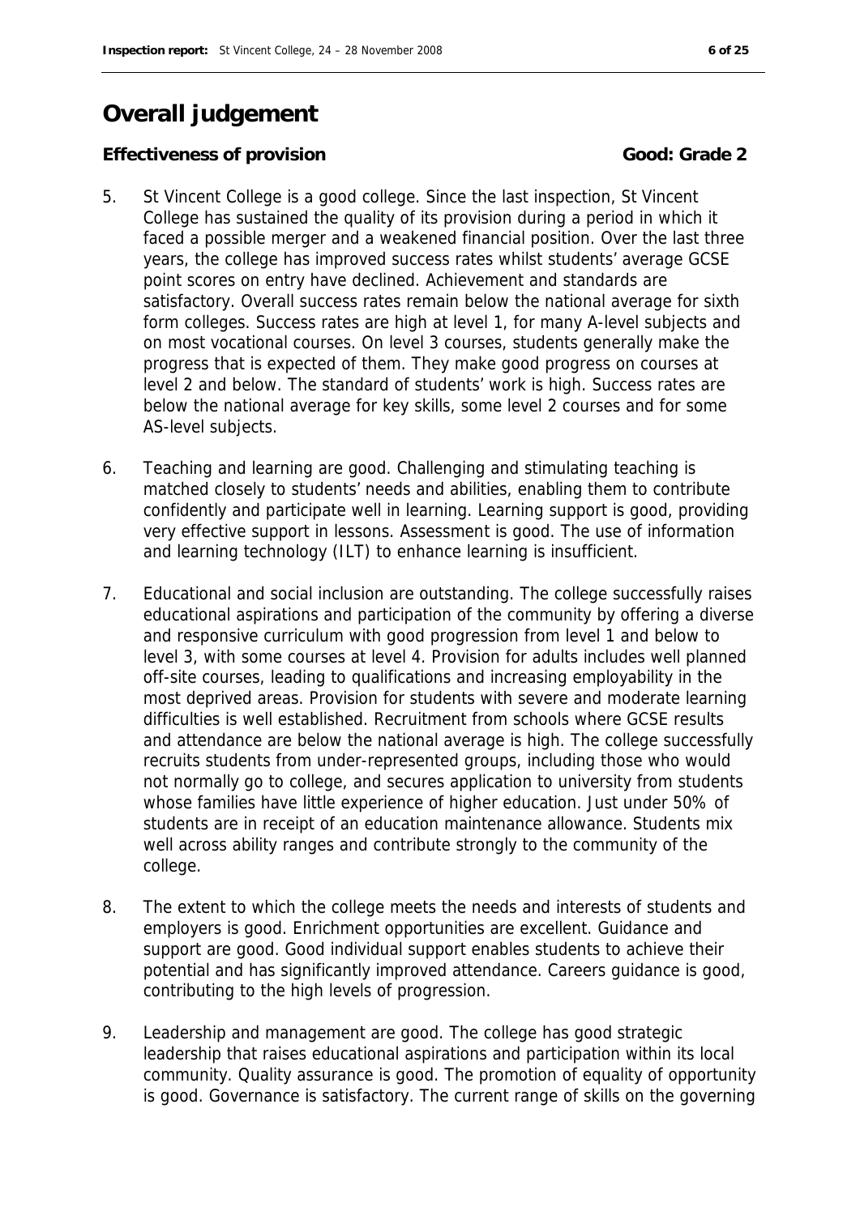## Overall judgement

**Effectiveness of provision** **Good: Grade 2**

5. St Vincent College is a good college. Since the last inspection, St Vincent College has sustained the quality of its provision during a period in which it faced a possible merger and a weakened financial position. Over the last three years, the college has improved success rates whilst students' average GCSE point scores on entry have declined. Achievement and standards are satisfactory. Overall success rates remain below the national average for sixth form colleges. Success rates are high at level 1, for many A-level subjects and on most vocational courses. On level 3 courses, students generally make the progress that is expected of them. They make good progress on courses at level 2 and below. The standard of students' work is high. Success rates are below the national average for key skills, some level 2 courses and for some AS-level subjects.

6. Teaching and learning are good. Challenging and stimulating teaching is matched closely to students' needs and abilities, enabling them to contribute confidently and participate well in learning. Learning support is good, providing very effective support in lessons. Assessment is good. The use of information and learning technology (ILT) to enhance learning is insufficient.

7. Educational and social inclusion are outstanding. The college successfully raises educational aspirations and participation of the community by offering a diverse and responsive curriculum with good progression from level 1 and below to level 3, with some courses at level 4. Provision for adults includes well planned off-site courses, leading to qualifications and increasing employability in the most deprived areas. Provision for students with severe and moderate learning difficulties is well established. Recruitment from schools where GCSE results and attendance are below the national average is high. The college successfully recruits students from under-represented groups, including those who would not normally go to college, and secures application to university from students whose families have little experience of higher education. Just under 50% of students are in receipt of an education maintenance allowance. Students mix well across ability ranges and contribute strongly to the community of the college.

8. The extent to which the college meets the needs and interests of students and employers is good. Enrichment opportunities are excellent. Guidance and support are good. Good individual support enables students to achieve their potential and has significantly improved attendance. Careers guidance is good, contributing to the high levels of progression.

9. Leadership and management are good. The college has good strategic leadership that raises educational aspirations and participation within its local community. Quality assurance is good. The promotion of equality of opportunity is good. Governance is satisfactory. The current range of skills on the governing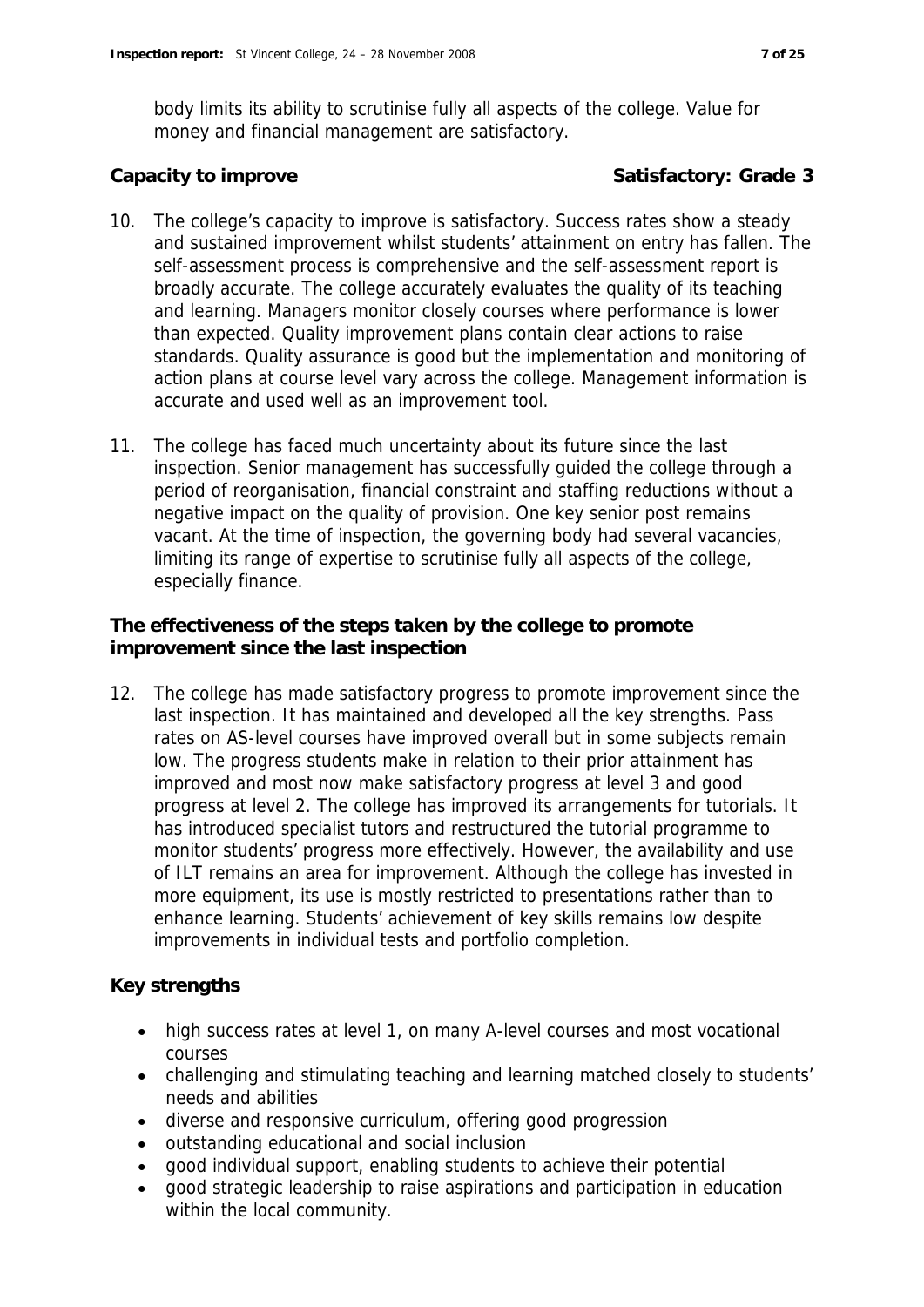body limits its ability to scrutinise fully all aspects of the college. Value for money and financial management are satisfactory.

**Capacity to improve** **Satisfactory: Grade 3**

10. The college's capacity to improve is satisfactory. Success rates show a steady and sustained improvement whilst students' attainment on entry has fallen. The self-assessment process is comprehensive and the self-assessment report is broadly accurate. The college accurately evaluates the quality of its teaching and learning. Managers monitor closely courses where performance is lower than expected. Quality improvement plans contain clear actions to raise standards. Quality assurance is good but the implementation and monitoring of action plans at course level vary across the college. Management information is accurate and used well as an improvement tool.

11. The college has faced much uncertainty about its future since the last inspection. Senior management has successfully guided the college through a period of reorganisation, financial constraint and staffing reductions without a negative impact on the quality of provision. One key senior post remains vacant. At the time of inspection, the governing body had several vacancies, limiting its range of expertise to scrutinise fully all aspects of the college, especially finance.

**The effectiveness of the steps taken by the college to promote improvement since the last inspection**

12. The college has made satisfactory progress to promote improvement since the last inspection. It has maintained and developed all the key strengths. Pass rates on AS-level courses have improved overall but in some subjects remain low. The progress students make in relation to their prior attainment has improved and most now make satisfactory progress at level 3 and good progress at level 2. The college has improved its arrangements for tutorials. It has introduced specialist tutors and restructured the tutorial programme to monitor students' progress more effectively. However, the availability and use of ILT remains an area for improvement. Although the college has invested in more equipment, its use is mostly restricted to presentations rather than to enhance learning. Students' achievement of key skills remains low despite improvements in individual tests and portfolio completion.

**Key strengths**

- high success rates at level 1, on many A-level courses and most vocational courses
- challenging and stimulating teaching and learning matched closely to students' needs and abilities
- diverse and responsive curriculum, offering good progression
- outstanding educational and social inclusion
- good individual support, enabling students to achieve their potential
- good strategic leadership to raise aspirations and participation in education within the local community.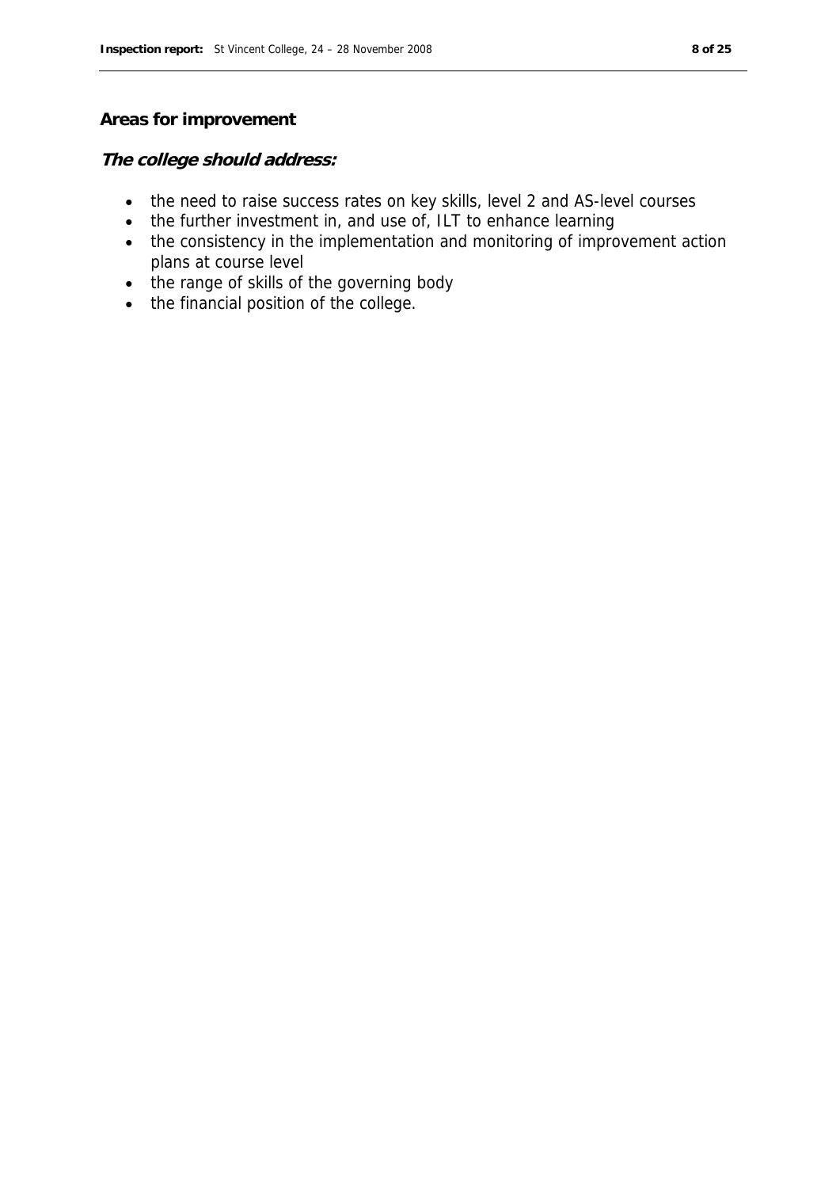## Areas for improvement

***The college should address:***

- the need to raise success rates on key skills, level 2 and AS-level courses
- the further investment in, and use of, ILT to enhance learning
- the consistency in the implementation and monitoring of improvement action plans at course level
- the range of skills of the governing body
- the financial position of the college.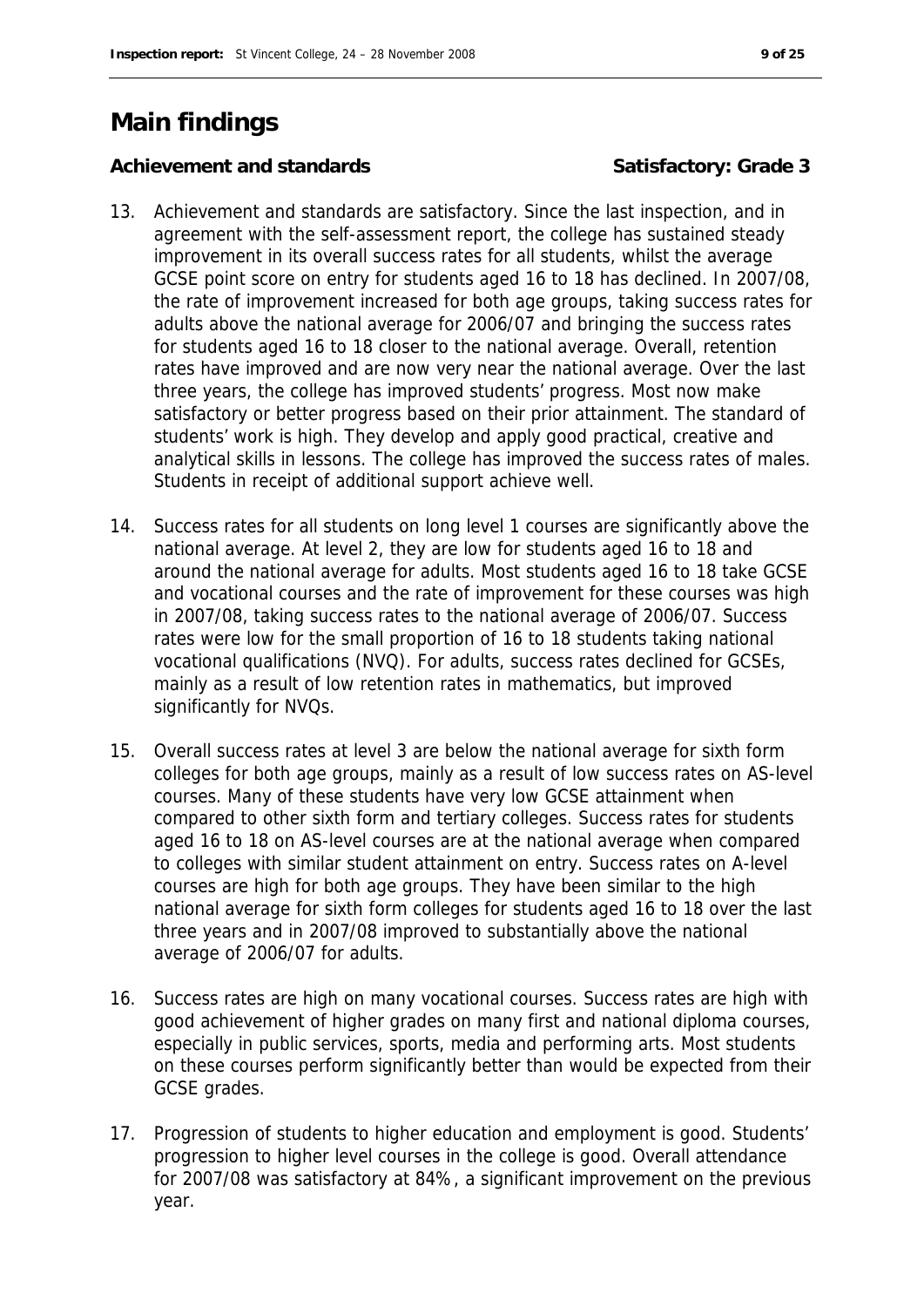## Main findings

**Achievement and standards** **Satisfactory: Grade 3**

13. Achievement and standards are satisfactory. Since the last inspection, and in agreement with the self-assessment report, the college has sustained steady improvement in its overall success rates for all students, whilst the average GCSE point score on entry for students aged 16 to 18 has declined. In 2007/08, the rate of improvement increased for both age groups, taking success rates for adults above the national average for 2006/07 and bringing the success rates for students aged 16 to 18 closer to the national average. Overall, retention rates have improved and are now very near the national average. Over the last three years, the college has improved students' progress. Most now make satisfactory or better progress based on their prior attainment. The standard of students' work is high. They develop and apply good practical, creative and analytical skills in lessons. The college has improved the success rates of males. Students in receipt of additional support achieve well.

14. Success rates for all students on long level 1 courses are significantly above the national average. At level 2, they are low for students aged 16 to 18 and around the national average for adults. Most students aged 16 to 18 take GCSE and vocational courses and the rate of improvement for these courses was high in 2007/08, taking success rates to the national average of 2006/07. Success rates were low for the small proportion of 16 to 18 students taking national vocational qualifications (NVQ). For adults, success rates declined for GCSEs, mainly as a result of low retention rates in mathematics, but improved significantly for NVQs.

15. Overall success rates at level 3 are below the national average for sixth form colleges for both age groups, mainly as a result of low success rates on AS-level courses. Many of these students have very low GCSE attainment when compared to other sixth form and tertiary colleges. Success rates for students aged 16 to 18 on AS-level courses are at the national average when compared to colleges with similar student attainment on entry. Success rates on A-level courses are high for both age groups. They have been similar to the high national average for sixth form colleges for students aged 16 to 18 over the last three years and in 2007/08 improved to substantially above the national average of 2006/07 for adults.

16. Success rates are high on many vocational courses. Success rates are high with good achievement of higher grades on many first and national diploma courses, especially in public services, sports, media and performing arts. Most students on these courses perform significantly better than would be expected from their GCSE grades.

17. Progression of students to higher education and employment is good. Students' progression to higher level courses in the college is good. Overall attendance for 2007/08 was satisfactory at 84%, a significant improvement on the previous year.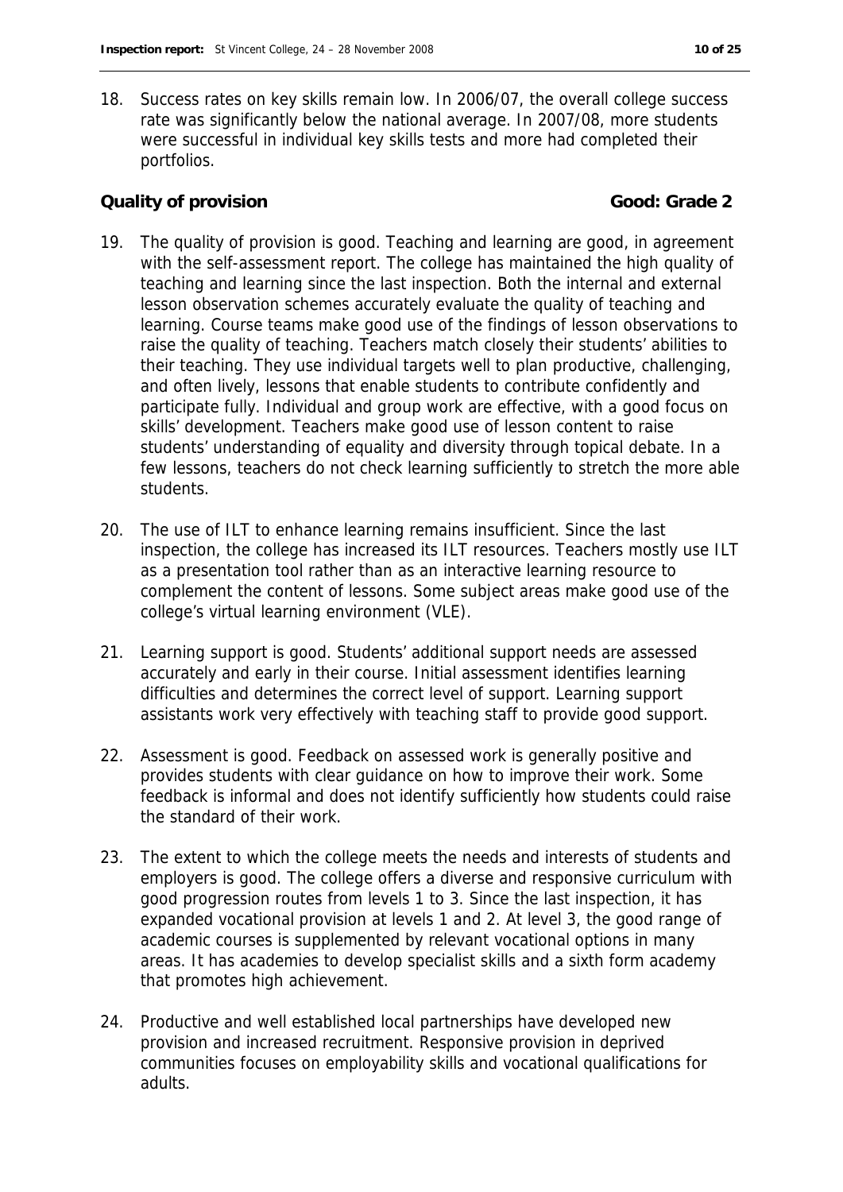18. Success rates on key skills remain low. In 2006/07, the overall college success rate was significantly below the national average. In 2007/08, more students were successful in individual key skills tests and more had completed their portfolios.

**Quality of provision** **Good: Grade 2**

19. The quality of provision is good. Teaching and learning are good, in agreement with the self-assessment report. The college has maintained the high quality of teaching and learning since the last inspection. Both the internal and external lesson observation schemes accurately evaluate the quality of teaching and learning. Course teams make good use of the findings of lesson observations to raise the quality of teaching. Teachers match closely their students' abilities to their teaching. They use individual targets well to plan productive, challenging, and often lively, lessons that enable students to contribute confidently and participate fully. Individual and group work are effective, with a good focus on skills' development. Teachers make good use of lesson content to raise students' understanding of equality and diversity through topical debate. In a few lessons, teachers do not check learning sufficiently to stretch the more able students.

20. The use of ILT to enhance learning remains insufficient. Since the last inspection, the college has increased its ILT resources. Teachers mostly use ILT as a presentation tool rather than as an interactive learning resource to complement the content of lessons. Some subject areas make good use of the college's virtual learning environment (VLE).

21. Learning support is good. Students' additional support needs are assessed accurately and early in their course. Initial assessment identifies learning difficulties and determines the correct level of support. Learning support assistants work very effectively with teaching staff to provide good support.

22. Assessment is good. Feedback on assessed work is generally positive and provides students with clear guidance on how to improve their work. Some feedback is informal and does not identify sufficiently how students could raise the standard of their work.

23. The extent to which the college meets the needs and interests of students and employers is good. The college offers a diverse and responsive curriculum with good progression routes from levels 1 to 3. Since the last inspection, it has expanded vocational provision at levels 1 and 2. At level 3, the good range of academic courses is supplemented by relevant vocational options in many areas. It has academies to develop specialist skills and a sixth form academy that promotes high achievement.

24. Productive and well established local partnerships have developed new provision and increased recruitment. Responsive provision in deprived communities focuses on employability skills and vocational qualifications for adults.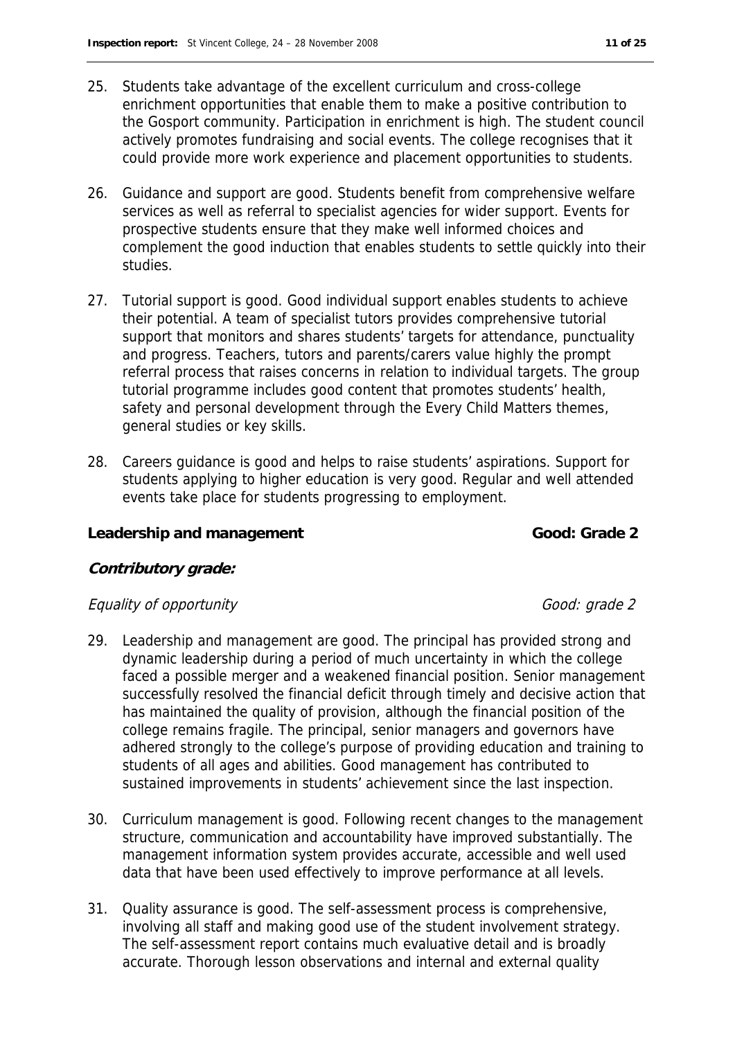25. Students take advantage of the excellent curriculum and cross-college enrichment opportunities that enable them to make a positive contribution to the Gosport community. Participation in enrichment is high. The student council actively promotes fundraising and social events. The college recognises that it could provide more work experience and placement opportunities to students.

26. Guidance and support are good. Students benefit from comprehensive welfare services as well as referral to specialist agencies for wider support. Events for prospective students ensure that they make well informed choices and complement the good induction that enables students to settle quickly into their studies.

27. Tutorial support is good. Good individual support enables students to achieve their potential. A team of specialist tutors provides comprehensive tutorial support that monitors and shares students' targets for attendance, punctuality and progress. Teachers, tutors and parents/carers value highly the prompt referral process that raises concerns in relation to individual targets. The group tutorial programme includes good content that promotes students' health, safety and personal development through the Every Child Matters themes, general studies or key skills.

28. Careers guidance is good and helps to raise students' aspirations. Support for students applying to higher education is very good. Regular and well attended events take place for students progressing to employment.

**Leadership and management** **Good: Grade 2**

***Contributory grade:***

*Equality of opportunity* *Good: grade 2*

29. Leadership and management are good. The principal has provided strong and dynamic leadership during a period of much uncertainty in which the college faced a possible merger and a weakened financial position. Senior management successfully resolved the financial deficit through timely and decisive action that has maintained the quality of provision, although the financial position of the college remains fragile. The principal, senior managers and governors have adhered strongly to the college's purpose of providing education and training to students of all ages and abilities. Good management has contributed to sustained improvements in students' achievement since the last inspection.

30. Curriculum management is good. Following recent changes to the management structure, communication and accountability have improved substantially. The management information system provides accurate, accessible and well used data that have been used effectively to improve performance at all levels.

31. Quality assurance is good. The self-assessment process is comprehensive, involving all staff and making good use of the student involvement strategy. The self-assessment report contains much evaluative detail and is broadly accurate. Thorough lesson observations and internal and external quality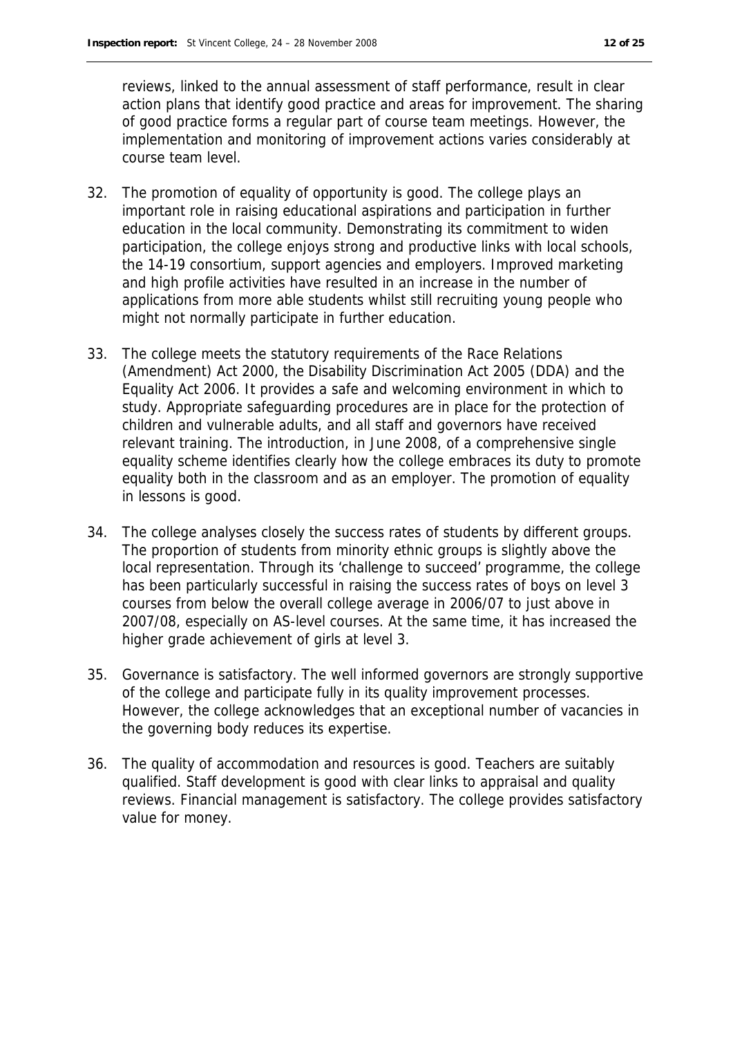reviews, linked to the annual assessment of staff performance, result in clear action plans that identify good practice and areas for improvement. The sharing of good practice forms a regular part of course team meetings. However, the implementation and monitoring of improvement actions varies considerably at course team level.

32. The promotion of equality of opportunity is good. The college plays an important role in raising educational aspirations and participation in further education in the local community. Demonstrating its commitment to widen participation, the college enjoys strong and productive links with local schools, the 14-19 consortium, support agencies and employers. Improved marketing and high profile activities have resulted in an increase in the number of applications from more able students whilst still recruiting young people who might not normally participate in further education.

33. The college meets the statutory requirements of the Race Relations (Amendment) Act 2000, the Disability Discrimination Act 2005 (DDA) and the Equality Act 2006. It provides a safe and welcoming environment in which to study. Appropriate safeguarding procedures are in place for the protection of children and vulnerable adults, and all staff and governors have received relevant training. The introduction, in June 2008, of a comprehensive single equality scheme identifies clearly how the college embraces its duty to promote equality both in the classroom and as an employer. The promotion of equality in lessons is good.

34. The college analyses closely the success rates of students by different groups. The proportion of students from minority ethnic groups is slightly above the local representation. Through its 'challenge to succeed' programme, the college has been particularly successful in raising the success rates of boys on level 3 courses from below the overall college average in 2006/07 to just above in 2007/08, especially on AS-level courses. At the same time, it has increased the higher grade achievement of girls at level 3.

35. Governance is satisfactory. The well informed governors are strongly supportive of the college and participate fully in its quality improvement processes. However, the college acknowledges that an exceptional number of vacancies in the governing body reduces its expertise.

36. The quality of accommodation and resources is good. Teachers are suitably qualified. Staff development is good with clear links to appraisal and quality reviews. Financial management is satisfactory. The college provides satisfactory value for money.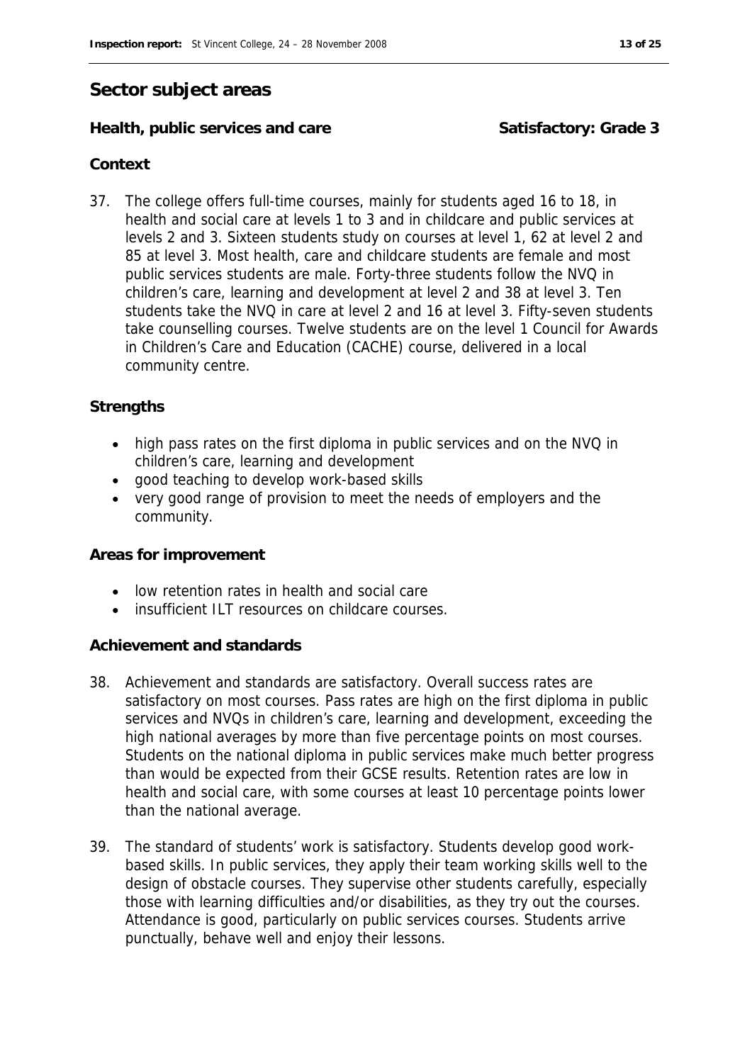## Sector subject areas

### Health, public services and care — Satisfactory: Grade 3

**Context**

37. The college offers full-time courses, mainly for students aged 16 to 18, in health and social care at levels 1 to 3 and in childcare and public services at levels 2 and 3. Sixteen students study on courses at level 1, 62 at level 2 and 85 at level 3. Most health, care and childcare students are female and most public services students are male. Forty-three students follow the NVQ in children's care, learning and development at level 2 and 38 at level 3. Ten students take the NVQ in care at level 2 and 16 at level 3. Fifty-seven students take counselling courses. Twelve students are on the level 1 Council for Awards in Children's Care and Education (CACHE) course, delivered in a local community centre.

**Strengths**

- high pass rates on the first diploma in public services and on the NVQ in children's care, learning and development
- good teaching to develop work-based skills
- very good range of provision to meet the needs of employers and the community.

**Areas for improvement**

- low retention rates in health and social care
- insufficient ILT resources on childcare courses.

**Achievement and standards**

38. Achievement and standards are satisfactory. Overall success rates are satisfactory on most courses. Pass rates are high on the first diploma in public services and NVQs in children's care, learning and development, exceeding the high national averages by more than five percentage points on most courses. Students on the national diploma in public services make much better progress than would be expected from their GCSE results. Retention rates are low in health and social care, with some courses at least 10 percentage points lower than the national average.

39. The standard of students' work is satisfactory. Students develop good work-based skills. In public services, they apply their team working skills well to the design of obstacle courses. They supervise other students carefully, especially those with learning difficulties and/or disabilities, as they try out the courses. Attendance is good, particularly on public services courses. Students arrive punctually, behave well and enjoy their lessons.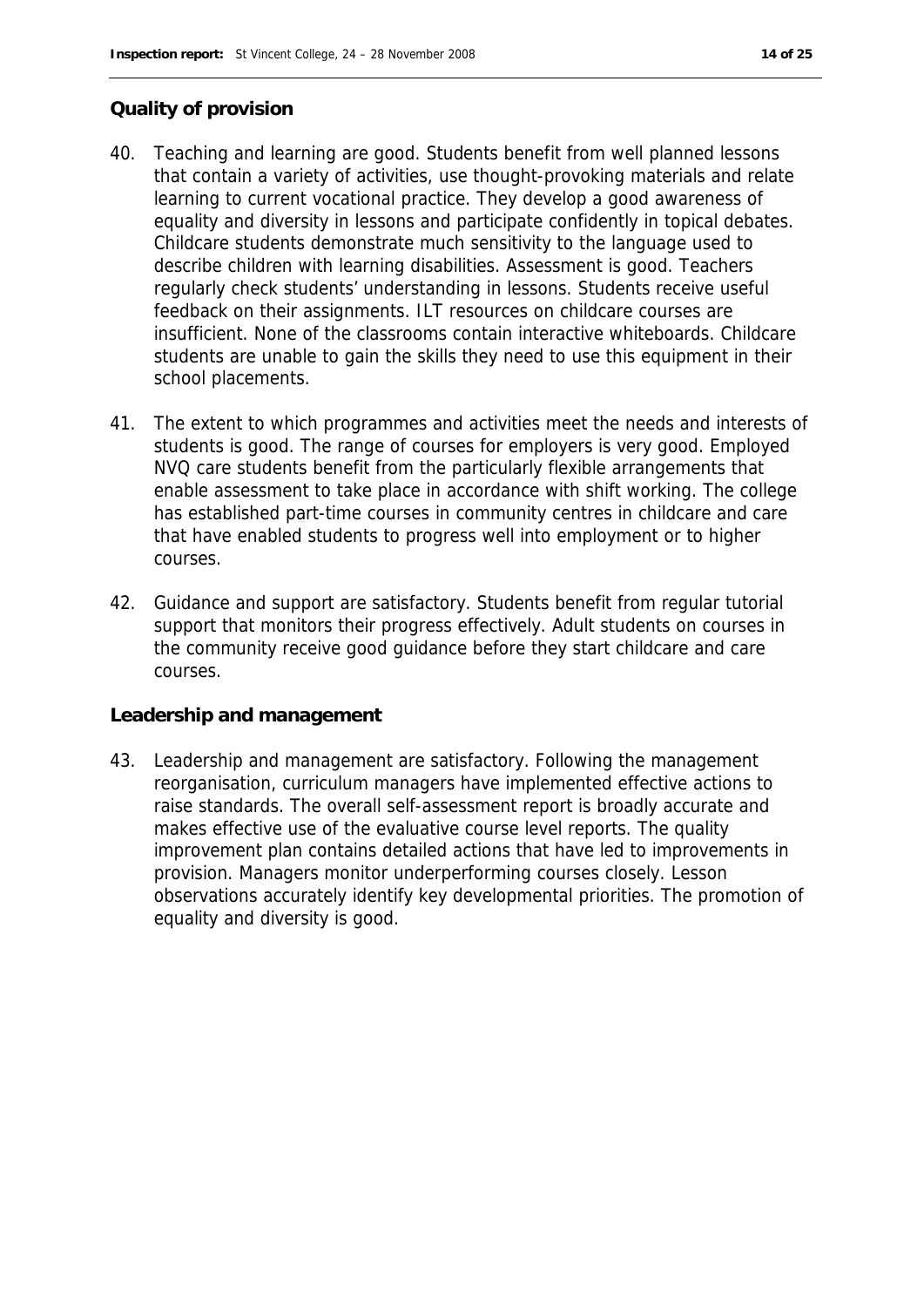## Quality of provision

40. Teaching and learning are good. Students benefit from well planned lessons that contain a variety of activities, use thought-provoking materials and relate learning to current vocational practice. They develop a good awareness of equality and diversity in lessons and participate confidently in topical debates. Childcare students demonstrate much sensitivity to the language used to describe children with learning disabilities. Assessment is good. Teachers regularly check students' understanding in lessons. Students receive useful feedback on their assignments. ILT resources on childcare courses are insufficient. None of the classrooms contain interactive whiteboards. Childcare students are unable to gain the skills they need to use this equipment in their school placements.

41. The extent to which programmes and activities meet the needs and interests of students is good. The range of courses for employers is very good. Employed NVQ care students benefit from the particularly flexible arrangements that enable assessment to take place in accordance with shift working. The college has established part-time courses in community centres in childcare and care that have enabled students to progress well into employment or to higher courses.

42. Guidance and support are satisfactory. Students benefit from regular tutorial support that monitors their progress effectively. Adult students on courses in the community receive good guidance before they start childcare and care courses.

## Leadership and management

43. Leadership and management are satisfactory. Following the management reorganisation, curriculum managers have implemented effective actions to raise standards. The overall self-assessment report is broadly accurate and makes effective use of the evaluative course level reports. The quality improvement plan contains detailed actions that have led to improvements in provision. Managers monitor underperforming courses closely. Lesson observations accurately identify key developmental priorities. The promotion of equality and diversity is good.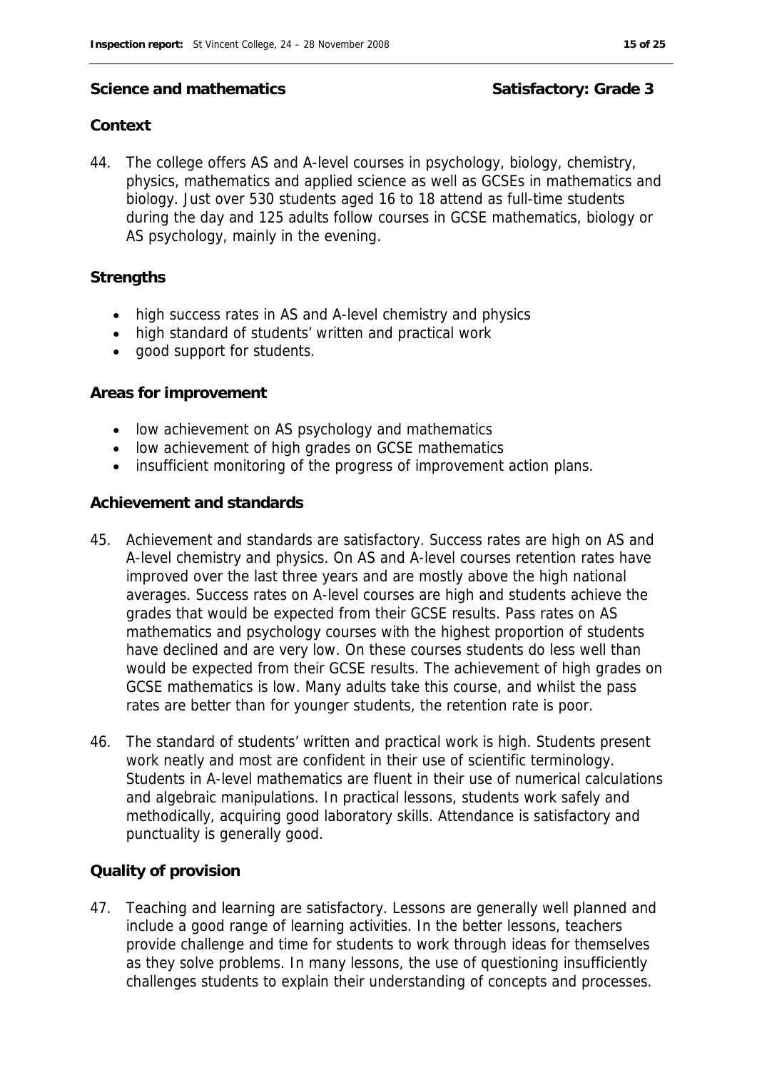## Science and mathematics — Satisfactory: Grade 3

### Context

44. The college offers AS and A-level courses in psychology, biology, chemistry, physics, mathematics and applied science as well as GCSEs in mathematics and biology. Just over 530 students aged 16 to 18 attend as full-time students during the day and 125 adults follow courses in GCSE mathematics, biology or AS psychology, mainly in the evening.

### Strengths

- high success rates in AS and A-level chemistry and physics
- high standard of students' written and practical work
- good support for students.

### Areas for improvement

- low achievement on AS psychology and mathematics
- low achievement of high grades on GCSE mathematics
- insufficient monitoring of the progress of improvement action plans.

### Achievement and standards

45. Achievement and standards are satisfactory. Success rates are high on AS and A-level chemistry and physics. On AS and A-level courses retention rates have improved over the last three years and are mostly above the high national averages. Success rates on A-level courses are high and students achieve the grades that would be expected from their GCSE results. Pass rates on AS mathematics and psychology courses with the highest proportion of students have declined and are very low. On these courses students do less well than would be expected from their GCSE results. The achievement of high grades on GCSE mathematics is low. Many adults take this course, and whilst the pass rates are better than for younger students, the retention rate is poor.

46. The standard of students' written and practical work is high. Students present work neatly and most are confident in their use of scientific terminology. Students in A-level mathematics are fluent in their use of numerical calculations and algebraic manipulations. In practical lessons, students work safely and methodically, acquiring good laboratory skills. Attendance is satisfactory and punctuality is generally good.

### Quality of provision

47. Teaching and learning are satisfactory. Lessons are generally well planned and include a good range of learning activities. In the better lessons, teachers provide challenge and time for students to work through ideas for themselves as they solve problems. In many lessons, the use of questioning insufficiently challenges students to explain their understanding of concepts and processes.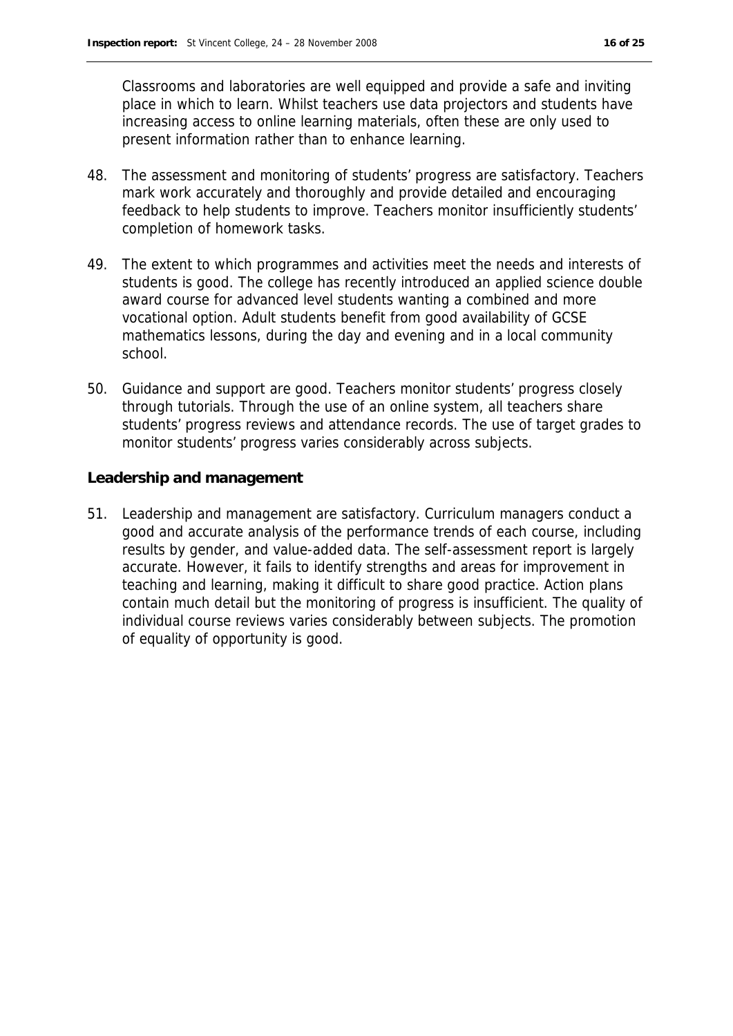Classrooms and laboratories are well equipped and provide a safe and inviting place in which to learn. Whilst teachers use data projectors and students have increasing access to online learning materials, often these are only used to present information rather than to enhance learning.

48. The assessment and monitoring of students' progress are satisfactory. Teachers mark work accurately and thoroughly and provide detailed and encouraging feedback to help students to improve. Teachers monitor insufficiently students' completion of homework tasks.

49. The extent to which programmes and activities meet the needs and interests of students is good. The college has recently introduced an applied science double award course for advanced level students wanting a combined and more vocational option. Adult students benefit from good availability of GCSE mathematics lessons, during the day and evening and in a local community school.

50. Guidance and support are good. Teachers monitor students' progress closely through tutorials. Through the use of an online system, all teachers share students' progress reviews and attendance records. The use of target grades to monitor students' progress varies considerably across subjects.

**Leadership and management**

51. Leadership and management are satisfactory. Curriculum managers conduct a good and accurate analysis of the performance trends of each course, including results by gender, and value-added data. The self-assessment report is largely accurate. However, it fails to identify strengths and areas for improvement in teaching and learning, making it difficult to share good practice. Action plans contain much detail but the monitoring of progress is insufficient. The quality of individual course reviews varies considerably between subjects. The promotion of equality of opportunity is good.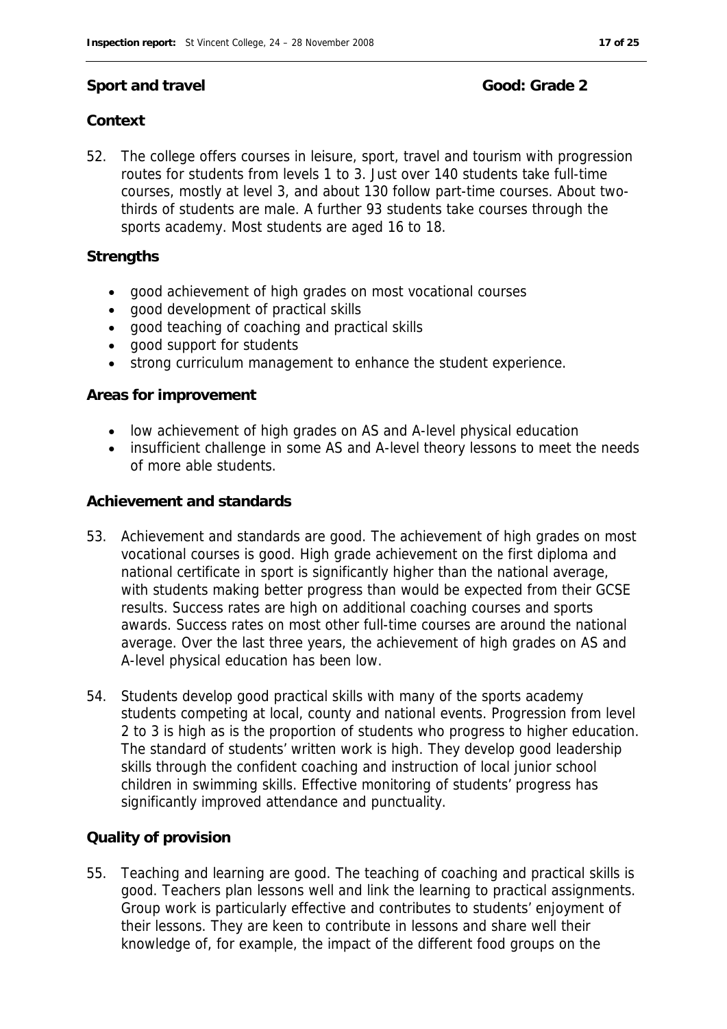**Sport and travel** **Good: Grade 2**

**Context**

52. The college offers courses in leisure, sport, travel and tourism with progression routes for students from levels 1 to 3. Just over 140 students take full-time courses, mostly at level 3, and about 130 follow part-time courses. About two-thirds of students are male. A further 93 students take courses through the sports academy. Most students are aged 16 to 18.

**Strengths**

- good achievement of high grades on most vocational courses
- good development of practical skills
- good teaching of coaching and practical skills
- good support for students
- strong curriculum management to enhance the student experience.

**Areas for improvement**

- low achievement of high grades on AS and A-level physical education
- insufficient challenge in some AS and A-level theory lessons to meet the needs of more able students.

**Achievement and standards**

53. Achievement and standards are good. The achievement of high grades on most vocational courses is good. High grade achievement on the first diploma and national certificate in sport is significantly higher than the national average, with students making better progress than would be expected from their GCSE results. Success rates are high on additional coaching courses and sports awards. Success rates on most other full-time courses are around the national average. Over the last three years, the achievement of high grades on AS and A-level physical education has been low.

54. Students develop good practical skills with many of the sports academy students competing at local, county and national events. Progression from level 2 to 3 is high as is the proportion of students who progress to higher education. The standard of students' written work is high. They develop good leadership skills through the confident coaching and instruction of local junior school children in swimming skills. Effective monitoring of students' progress has significantly improved attendance and punctuality.

**Quality of provision**

55. Teaching and learning are good. The teaching of coaching and practical skills is good. Teachers plan lessons well and link the learning to practical assignments. Group work is particularly effective and contributes to students' enjoyment of their lessons. They are keen to contribute in lessons and share well their knowledge of, for example, the impact of the different food groups on the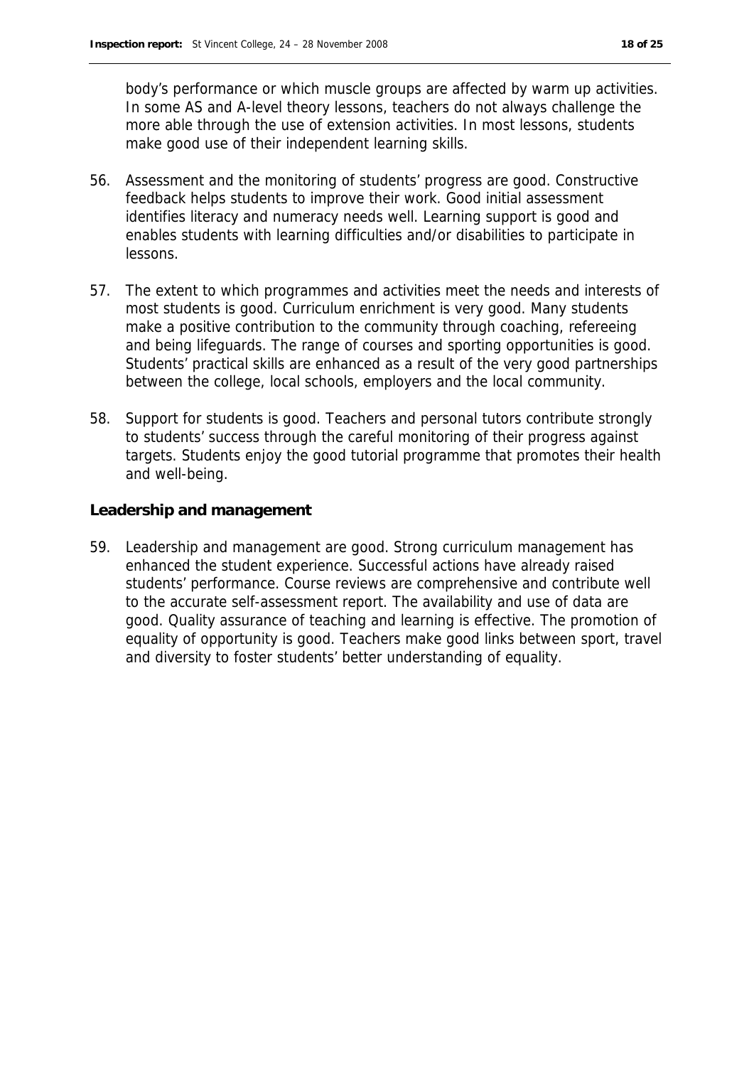body's performance or which muscle groups are affected by warm up activities. In some AS and A-level theory lessons, teachers do not always challenge the more able through the use of extension activities. In most lessons, students make good use of their independent learning skills.

56. Assessment and the monitoring of students' progress are good. Constructive feedback helps students to improve their work. Good initial assessment identifies literacy and numeracy needs well. Learning support is good and enables students with learning difficulties and/or disabilities to participate in lessons.

57. The extent to which programmes and activities meet the needs and interests of most students is good. Curriculum enrichment is very good. Many students make a positive contribution to the community through coaching, refereeing and being lifeguards. The range of courses and sporting opportunities is good. Students' practical skills are enhanced as a result of the very good partnerships between the college, local schools, employers and the local community.

58. Support for students is good. Teachers and personal tutors contribute strongly to students' success through the careful monitoring of their progress against targets. Students enjoy the good tutorial programme that promotes their health and well-being.

**Leadership and management**

59. Leadership and management are good. Strong curriculum management has enhanced the student experience. Successful actions have already raised students' performance. Course reviews are comprehensive and contribute well to the accurate self-assessment report. The availability and use of data are good. Quality assurance of teaching and learning is effective. The promotion of equality of opportunity is good. Teachers make good links between sport, travel and diversity to foster students' better understanding of equality.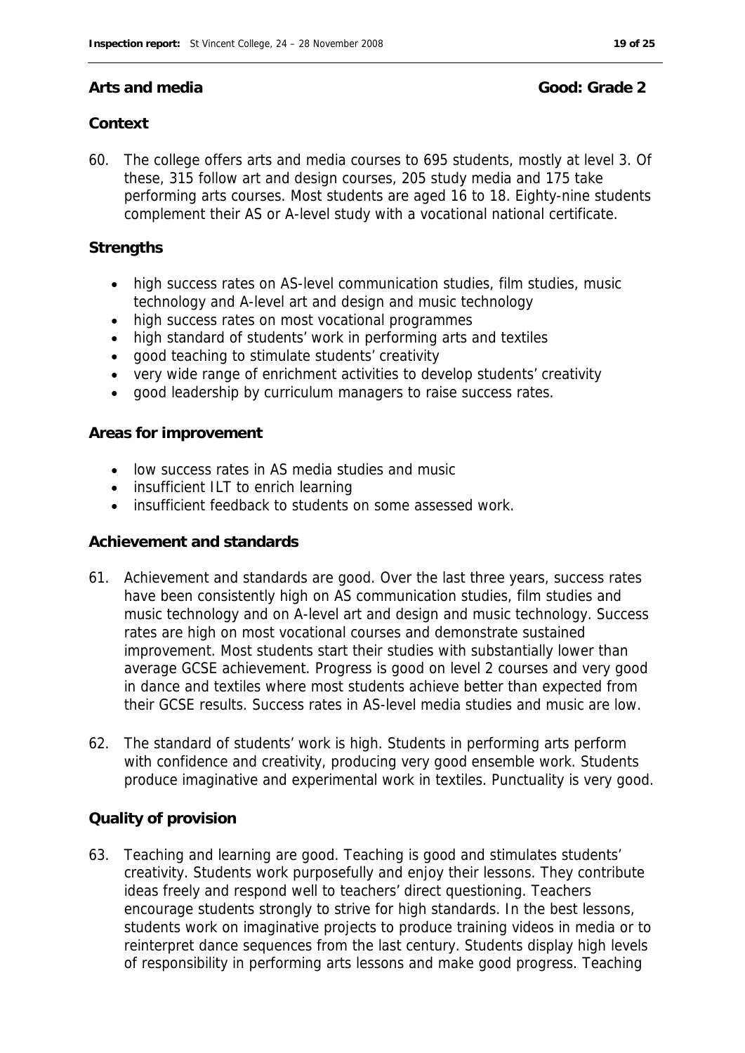## Arts and media — Good: Grade 2

### Context

60. The college offers arts and media courses to 695 students, mostly at level 3. Of these, 315 follow art and design courses, 205 study media and 175 take performing arts courses. Most students are aged 16 to 18. Eighty-nine students complement their AS or A-level study with a vocational national certificate.

### Strengths

- high success rates on AS-level communication studies, film studies, music technology and A-level art and design and music technology
- high success rates on most vocational programmes
- high standard of students' work in performing arts and textiles
- good teaching to stimulate students' creativity
- very wide range of enrichment activities to develop students' creativity
- good leadership by curriculum managers to raise success rates.

### Areas for improvement

- low success rates in AS media studies and music
- insufficient ILT to enrich learning
- insufficient feedback to students on some assessed work.

### Achievement and standards

61. Achievement and standards are good. Over the last three years, success rates have been consistently high on AS communication studies, film studies and music technology and on A-level art and design and music technology. Success rates are high on most vocational courses and demonstrate sustained improvement. Most students start their studies with substantially lower than average GCSE achievement. Progress is good on level 2 courses and very good in dance and textiles where most students achieve better than expected from their GCSE results. Success rates in AS-level media studies and music are low.

62. The standard of students' work is high. Students in performing arts perform with confidence and creativity, producing very good ensemble work. Students produce imaginative and experimental work in textiles. Punctuality is very good.

### Quality of provision

63. Teaching and learning are good. Teaching is good and stimulates students' creativity. Students work purposefully and enjoy their lessons. They contribute ideas freely and respond well to teachers' direct questioning. Teachers encourage students strongly to strive for high standards. In the best lessons, students work on imaginative projects to produce training videos in media or to reinterpret dance sequences from the last century. Students display high levels of responsibility in performing arts lessons and make good progress. Teaching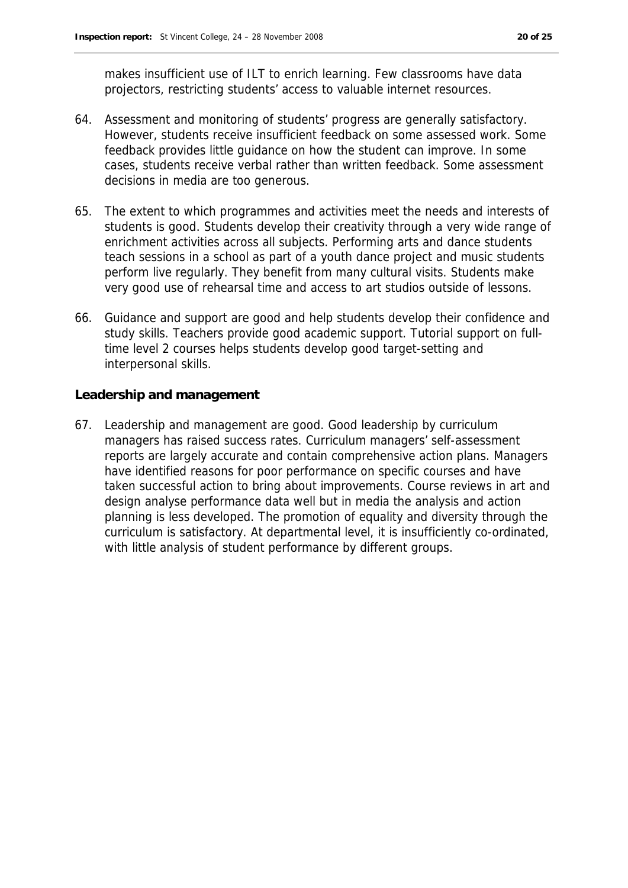makes insufficient use of ILT to enrich learning. Few classrooms have data projectors, restricting students' access to valuable internet resources.

64. Assessment and monitoring of students' progress are generally satisfactory. However, students receive insufficient feedback on some assessed work. Some feedback provides little guidance on how the student can improve. In some cases, students receive verbal rather than written feedback. Some assessment decisions in media are too generous.

65. The extent to which programmes and activities meet the needs and interests of students is good. Students develop their creativity through a very wide range of enrichment activities across all subjects. Performing arts and dance students teach sessions in a school as part of a youth dance project and music students perform live regularly. They benefit from many cultural visits. Students make very good use of rehearsal time and access to art studios outside of lessons.

66. Guidance and support are good and help students develop their confidence and study skills. Teachers provide good academic support. Tutorial support on full-time level 2 courses helps students develop good target-setting and interpersonal skills.

**Leadership and management**

67. Leadership and management are good. Good leadership by curriculum managers has raised success rates. Curriculum managers' self-assessment reports are largely accurate and contain comprehensive action plans. Managers have identified reasons for poor performance on specific courses and have taken successful action to bring about improvements. Course reviews in art and design analyse performance data well but in media the analysis and action planning is less developed. The promotion of equality and diversity through the curriculum is satisfactory. At departmental level, it is insufficiently co-ordinated, with little analysis of student performance by different groups.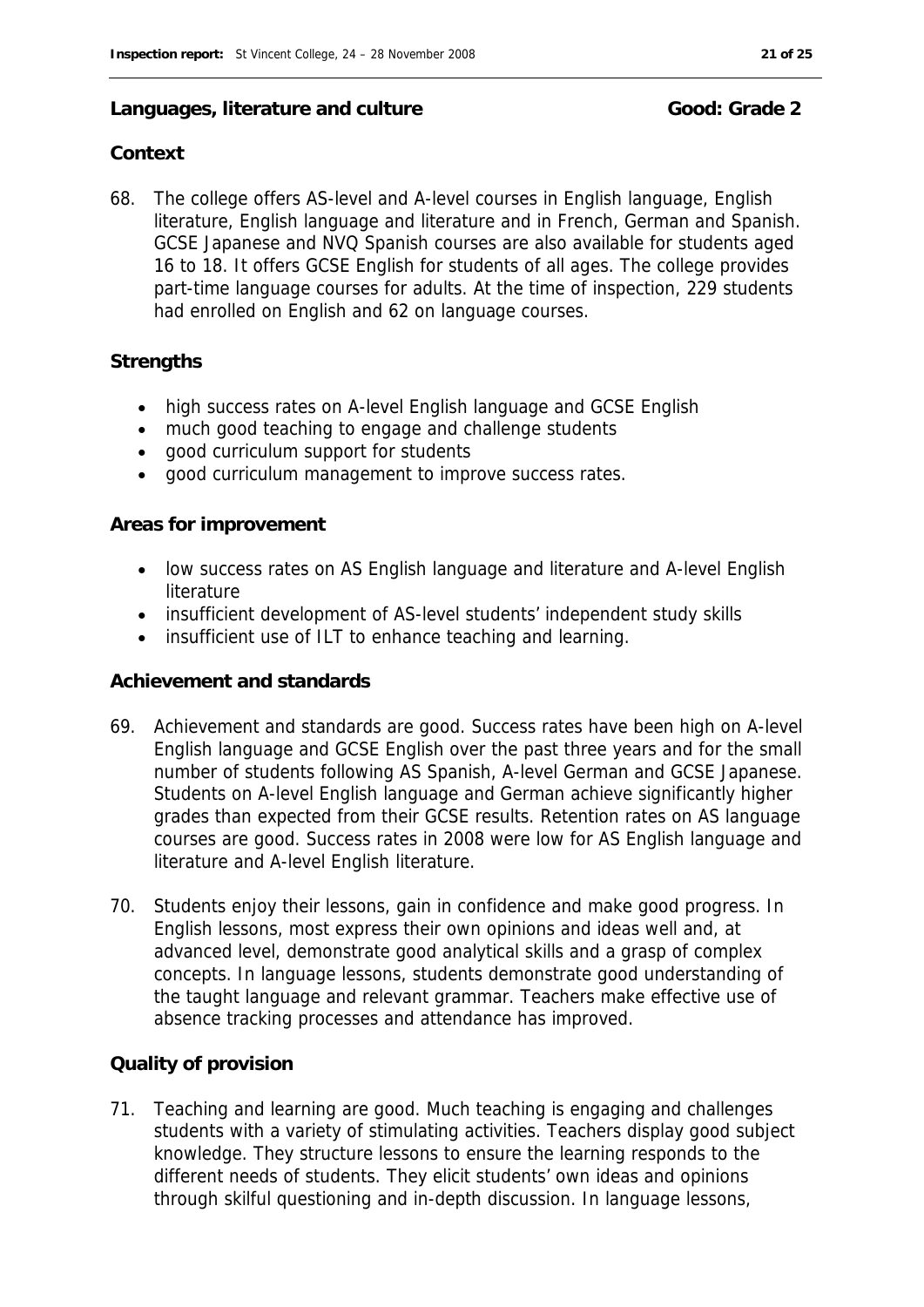## Languages, literature and culture Good: Grade 2

### Context

68. The college offers AS-level and A-level courses in English language, English literature, English language and literature and in French, German and Spanish. GCSE Japanese and NVQ Spanish courses are also available for students aged 16 to 18. It offers GCSE English for students of all ages. The college provides part-time language courses for adults. At the time of inspection, 229 students had enrolled on English and 62 on language courses.

### Strengths

- high success rates on A-level English language and GCSE English
- much good teaching to engage and challenge students
- good curriculum support for students
- good curriculum management to improve success rates.

### Areas for improvement

- low success rates on AS English language and literature and A-level English literature
- insufficient development of AS-level students' independent study skills
- insufficient use of ILT to enhance teaching and learning.

### Achievement and standards

69. Achievement and standards are good. Success rates have been high on A-level English language and GCSE English over the past three years and for the small number of students following AS Spanish, A-level German and GCSE Japanese. Students on A-level English language and German achieve significantly higher grades than expected from their GCSE results. Retention rates on AS language courses are good. Success rates in 2008 were low for AS English language and literature and A-level English literature.

70. Students enjoy their lessons, gain in confidence and make good progress. In English lessons, most express their own opinions and ideas well and, at advanced level, demonstrate good analytical skills and a grasp of complex concepts. In language lessons, students demonstrate good understanding of the taught language and relevant grammar. Teachers make effective use of absence tracking processes and attendance has improved.

### Quality of provision

71. Teaching and learning are good. Much teaching is engaging and challenges students with a variety of stimulating activities. Teachers display good subject knowledge. They structure lessons to ensure the learning responds to the different needs of students. They elicit students' own ideas and opinions through skilful questioning and in-depth discussion. In language lessons,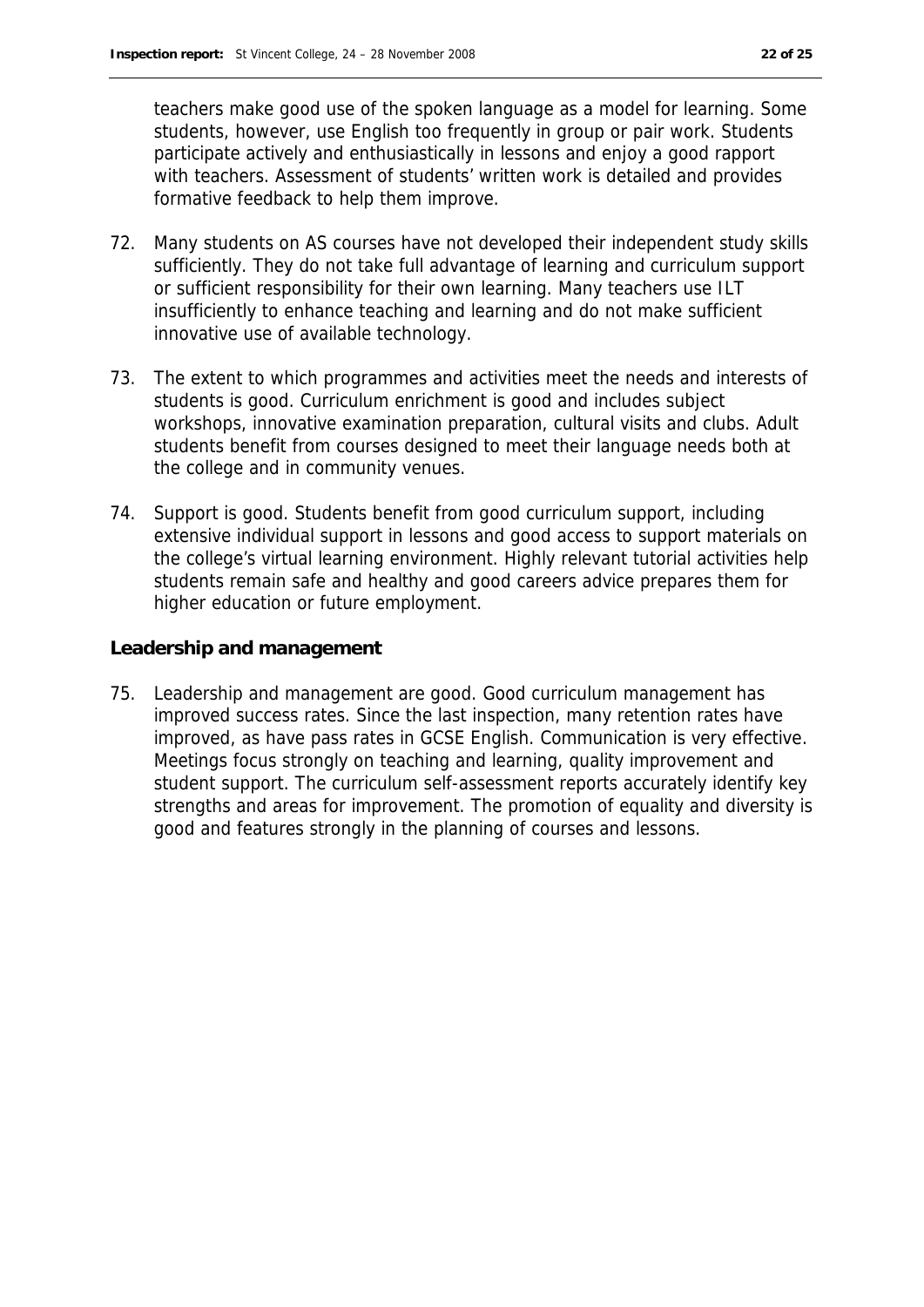teachers make good use of the spoken language as a model for learning. Some students, however, use English too frequently in group or pair work. Students participate actively and enthusiastically in lessons and enjoy a good rapport with teachers. Assessment of students' written work is detailed and provides formative feedback to help them improve.

72. Many students on AS courses have not developed their independent study skills sufficiently. They do not take full advantage of learning and curriculum support or sufficient responsibility for their own learning. Many teachers use ILT insufficiently to enhance teaching and learning and do not make sufficient innovative use of available technology.

73. The extent to which programmes and activities meet the needs and interests of students is good. Curriculum enrichment is good and includes subject workshops, innovative examination preparation, cultural visits and clubs. Adult students benefit from courses designed to meet their language needs both at the college and in community venues.

74. Support is good. Students benefit from good curriculum support, including extensive individual support in lessons and good access to support materials on the college's virtual learning environment. Highly relevant tutorial activities help students remain safe and healthy and good careers advice prepares them for higher education or future employment.

**Leadership and management**

75. Leadership and management are good. Good curriculum management has improved success rates. Since the last inspection, many retention rates have improved, as have pass rates in GCSE English. Communication is very effective. Meetings focus strongly on teaching and learning, quality improvement and student support. The curriculum self-assessment reports accurately identify key strengths and areas for improvement. The promotion of equality and diversity is good and features strongly in the planning of courses and lessons.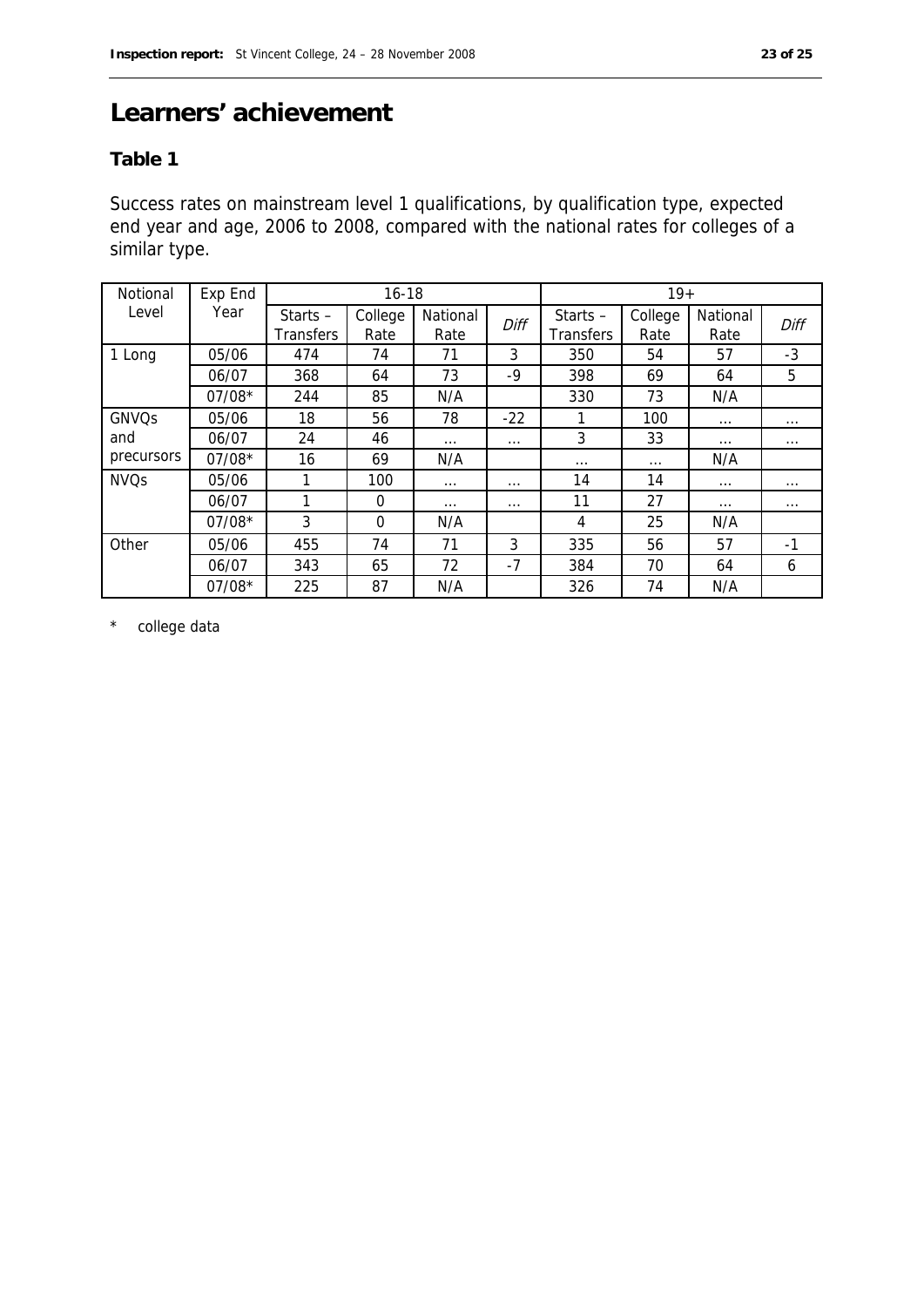# Learners' achievement

## Table 1

Success rates on mainstream level 1 qualifications, by qualification type, expected end year and age, 2006 to 2008, compared with the national rates for colleges of a similar type.

| Notional Level | Exp End Year | 16-18 | | | | 19+ | | | |
|---|---|---|---|---|---|---|---|---|---|
| | | Starts – Transfers | College Rate | National Rate | *Diff* | Starts – Transfers | College Rate | National Rate | *Diff* |
| 1 Long | 05/06 | 474 | 74 | 71 | 3 | 350 | 54 | 57 | -3 |
| | 06/07 | 368 | 64 | 73 | -9 | 398 | 69 | 64 | 5 |
| | 07/08* | 244 | 85 | N/A | | 330 | 73 | N/A | |
| GNVQs and precursors | 05/06 | 18 | 56 | 78 | -22 | 1 | 100 | ... | ... |
| | 06/07 | 24 | 46 | ... | ... | 3 | 33 | ... | ... |
| | 07/08* | 16 | 69 | N/A | | ... | ... | N/A | |
| NVQs | 05/06 | 1 | 100 | ... | ... | 14 | 14 | ... | ... |
| | 06/07 | 1 | 0 | ... | ... | 11 | 27 | ... | ... |
| | 07/08* | 3 | 0 | N/A | | 4 | 25 | N/A | |
| Other | 05/06 | 455 | 74 | 71 | 3 | 335 | 56 | 57 | -1 |
| | 06/07 | 343 | 65 | 72 | -7 | 384 | 70 | 64 | 6 |
| | 07/08* | 225 | 87 | N/A | | 326 | 74 | N/A | |

\* college data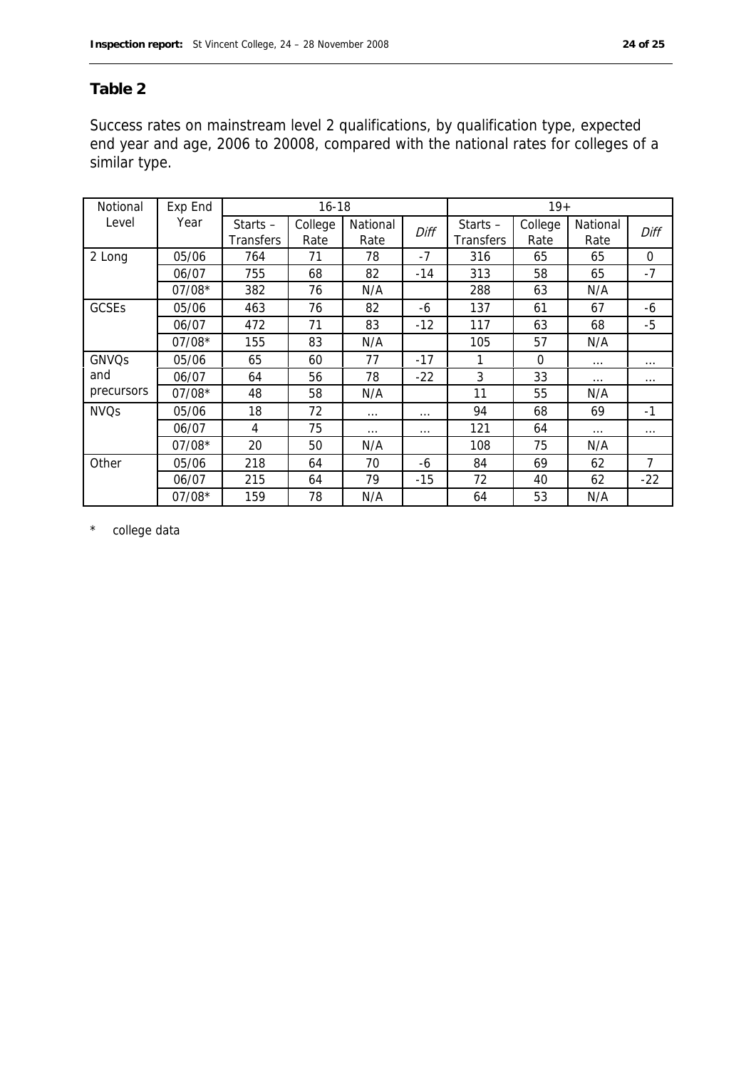## Table 2

Success rates on mainstream level 2 qualifications, by qualification type, expected end year and age, 2006 to 20008, compared with the national rates for colleges of a similar type.

| Notional Level | Exp End Year | 16-18 | | | | 19+ | | | |
|---|---|---|---|---|---|---|---|---|---|
| | | Starts – Transfers | College Rate | National Rate | *Diff* | Starts – Transfers | College Rate | National Rate | *Diff* |
| 2 Long | 05/06 | 764 | 71 | 78 | -7 | 316 | 65 | 65 | 0 |
| | 06/07 | 755 | 68 | 82 | -14 | 313 | 58 | 65 | -7 |
| | 07/08* | 382 | 76 | N/A | | 288 | 63 | N/A | |
| GCSEs | 05/06 | 463 | 76 | 82 | -6 | 137 | 61 | 67 | -6 |
| | 06/07 | 472 | 71 | 83 | -12 | 117 | 63 | 68 | -5 |
| | 07/08* | 155 | 83 | N/A | | 105 | 57 | N/A | |
| GNVQs and precursors | 05/06 | 65 | 60 | 77 | -17 | 1 | 0 | ... | ... |
| | 06/07 | 64 | 56 | 78 | -22 | 3 | 33 | ... | ... |
| | 07/08* | 48 | 58 | N/A | | 11 | 55 | N/A | |
| NVQs | 05/06 | 18 | 72 | ... | ... | 94 | 68 | 69 | -1 |
| | 06/07 | 4 | 75 | ... | ... | 121 | 64 | ... | ... |
| | 07/08* | 20 | 50 | N/A | | 108 | 75 | N/A | |
| Other | 05/06 | 218 | 64 | 70 | -6 | 84 | 69 | 62 | 7 |
| | 06/07 | 215 | 64 | 79 | -15 | 72 | 40 | 62 | -22 |
| | 07/08* | 159 | 78 | N/A | | 64 | 53 | N/A | |

\* college data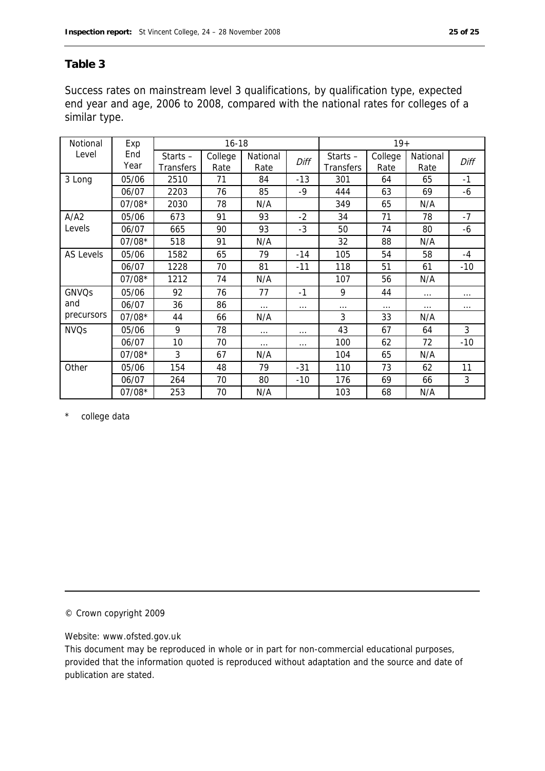## Table 3

Success rates on mainstream level 3 qualifications, by qualification type, expected end year and age, 2006 to 2008, compared with the national rates for colleges of a similar type.

| Notional Level | Exp End Year | 16-18 | | | | 19+ | | | |
|---|---|---|---|---|---|---|---|---|---|
| | | Starts – Transfers | College Rate | National Rate | *Diff* | Starts – Transfers | College Rate | National Rate | *Diff* |
| 3 Long | 05/06 | 2510 | 71 | 84 | -13 | 301 | 64 | 65 | -1 |
| | 06/07 | 2203 | 76 | 85 | -9 | 444 | 63 | 69 | -6 |
| | 07/08* | 2030 | 78 | N/A | | 349 | 65 | N/A | |
| A/A2 Levels | 05/06 | 673 | 91 | 93 | -2 | 34 | 71 | 78 | -7 |
| | 06/07 | 665 | 90 | 93 | -3 | 50 | 74 | 80 | -6 |
| | 07/08* | 518 | 91 | N/A | | 32 | 88 | N/A | |
| AS Levels | 05/06 | 1582 | 65 | 79 | -14 | 105 | 54 | 58 | -4 |
| | 06/07 | 1228 | 70 | 81 | -11 | 118 | 51 | 61 | -10 |
| | 07/08* | 1212 | 74 | N/A | | 107 | 56 | N/A | |
| GNVQs and precursors | 05/06 | 92 | 76 | 77 | -1 | 9 | 44 | ... | ... |
| | 06/07 | 36 | 86 | ... | ... | ... | ... | ... | ... |
| | 07/08* | 44 | 66 | N/A | | 3 | 33 | N/A | |
| NVQs | 05/06 | 9 | 78 | ... | ... | 43 | 67 | 64 | 3 |
| | 06/07 | 10 | 70 | ... | ... | 100 | 62 | 72 | -10 |
| | 07/08* | 3 | 67 | N/A | | 104 | 65 | N/A | |
| Other | 05/06 | 154 | 48 | 79 | -31 | 110 | 73 | 62 | 11 |
| | 06/07 | 264 | 70 | 80 | -10 | 176 | 69 | 66 | 3 |
| | 07/08* | 253 | 70 | N/A | | 103 | 68 | N/A | |

\* college data

© Crown copyright 2009

Website: www.ofsted.gov.uk

This document may be reproduced in whole or in part for non-commercial educational purposes, provided that the information quoted is reproduced without adaptation and the source and date of publication are stated.